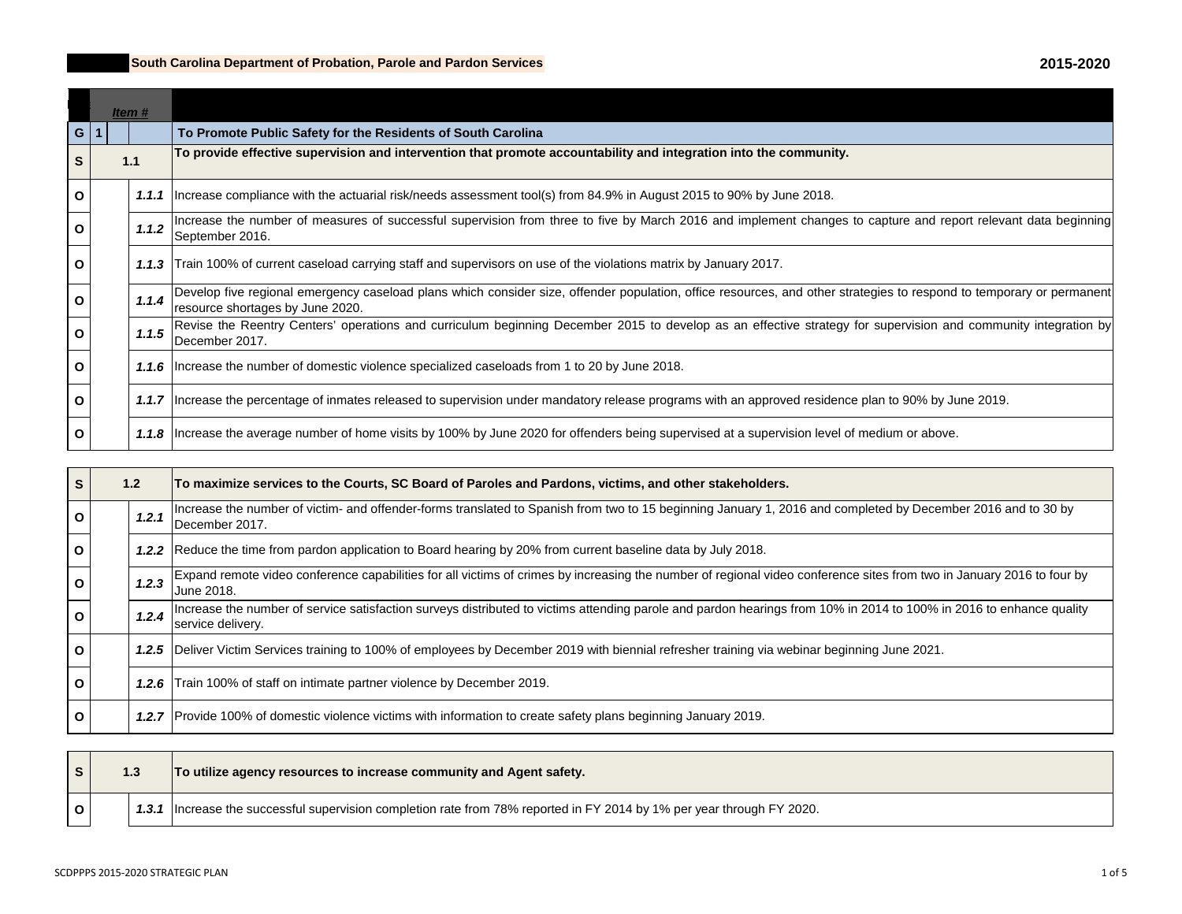**South Carolina Department of Probation, Parole and Pardon Services** **2015-2020**

| | Item # | | |
|---|---|---|---|
| G | 1 | | **To Promote Public Safety for the Residents of South Carolina** |
| S | 1.1 | | **To provide effective supervision and intervention that promote accountability and integration into the community.** |
| O | | 1.1.1 | Increase compliance with the actuarial risk/needs assessment tool(s) from 84.9% in August 2015 to 90% by June 2018. |
| O | | 1.1.2 | Increase the number of measures of successful supervision from three to five by March 2016 and implement changes to capture and report relevant data beginning September 2016. |
| O | | 1.1.3 | Train 100% of current caseload carrying staff and supervisors on use of the violations matrix by January 2017. |
| O | | 1.1.4 | Develop five regional emergency caseload plans which consider size, offender population, office resources, and other strategies to respond to temporary or permanent resource shortages by June 2020. |
| O | | 1.1.5 | Revise the Reentry Centers' operations and curriculum beginning December 2015 to develop as an effective strategy for supervision and community integration by December 2017. |
| O | | 1.1.6 | Increase the number of domestic violence specialized caseloads from 1 to 20 by June 2018. |
| O | | 1.1.7 | Increase the percentage of inmates released to supervision under mandatory release programs with an approved residence plan to 90% by June 2019. |
| O | | 1.1.8 | Increase the average number of home visits by 100% by June 2020 for offenders being supervised at a supervision level of medium or above. |
| S | 1.2 | | **To maximize services to the Courts, SC Board of Paroles and Pardons, victims, and other stakeholders.** |
| O | | 1.2.1 | Increase the number of victim- and offender-forms translated to Spanish from two to 15 beginning January 1, 2016 and completed by December 2016 and to 30 by December 2017. |
| O | | 1.2.2 | Reduce the time from pardon application to Board hearing by 20% from current baseline data by July 2018. |
| O | | 1.2.3 | Expand remote video conference capabilities for all victims of crimes by increasing the number of regional video conference sites from two in January 2016 to four by June 2018. |
| O | | 1.2.4 | Increase the number of service satisfaction surveys distributed to victims attending parole and pardon hearings from 10% in 2014 to 100% in 2016 to enhance quality service delivery. |
| O | | 1.2.5 | Deliver Victim Services training to 100% of employees by December 2019 with biennial refresher training via webinar beginning June 2021. |
| O | | 1.2.6 | Train 100% of staff on intimate partner violence by December 2019. |
| O | | 1.2.7 | Provide 100% of domestic violence victims with information to create safety plans beginning January 2019. |
| S | 1.3 | | **To utilize agency resources to increase community and Agent safety.** |
| O | | 1.3.1 | Increase the successful supervision completion rate from 78% reported in FY 2014 by 1% per year through FY 2020. |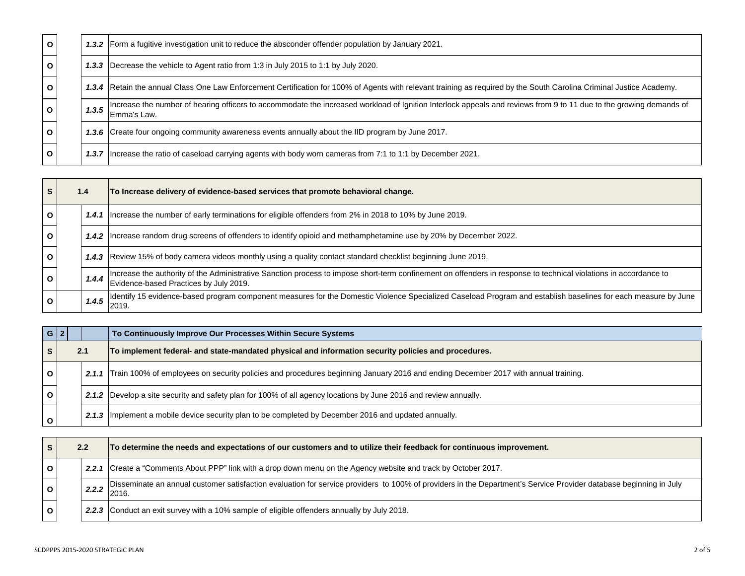| | | | |
|---|---|---|---|
| O | | *1.3.2* | Form a fugitive investigation unit to reduce the absconder offender population by January 2021. |
| O | | *1.3.3* | Decrease the vehicle to Agent ratio from 1:3 in July 2015 to 1:1 by July 2020. |
| O | | *1.3.4* | Retain the annual Class One Law Enforcement Certification for 100% of Agents with relevant training as required by the South Carolina Criminal Justice Academy. |
| O | | *1.3.5* | Increase the number of hearing officers to accommodate the increased workload of Ignition Interlock appeals and reviews from 9 to 11 due to the growing demands of Emma's Law. |
| O | | *1.3.6* | Create four ongoing community awareness events annually about the IID program by June 2017. |
| O | | *1.3.7* | Increase the ratio of caseload carrying agents with body worn cameras from 7:1 to 1:1 by December 2021. |

| | | | |
|---|---|---|---|
| **S** | **1.4** | | **To Increase delivery of evidence-based services that promote behavioral change.** |
| O | | *1.4.1* | Increase the number of early terminations for eligible offenders from 2% in 2018 to 10% by June 2019. |
| O | | *1.4.2* | Increase random drug screens of offenders to identify opioid and methamphetamine use by 20% by December 2022. |
| O | | *1.4.3* | Review 15% of body camera videos monthly using a quality contact standard checklist beginning June 2019. |
| O | | *1.4.4* | Increase the authority of the Administrative Sanction process to impose short-term confinement on offenders in response to technical violations in accordance to Evidence-based Practices by July 2019. |
| O | | *1.4.5* | Identify 15 evidence-based program component measures for the Domestic Violence Specialized Caseload Program and establish baselines for each measure by June 2019. |

| | | | |
|---|---|---|---|
| **G** | **2** | | **To Continuously Improve Our Processes Within Secure Systems** |
| **S** | **2.1** | | **To implement federal- and state-mandated physical and information security policies and procedures.** |
| O | | *2.1.1* | Train 100% of employees on security policies and procedures beginning January 2016 and ending December 2017 with annual training. |
| O | | *2.1.2* | Develop a site security and safety plan for 100% of all agency locations by June 2016 and review annually. |
| O | | *2.1.3* | Implement a mobile device security plan to be completed by December 2016 and updated annually. |

| | | | |
|---|---|---|---|
| **S** | **2.2** | | **To determine the needs and expectations of our customers and to utilize their feedback for continuous improvement.** |
| O | | *2.2.1* | Create a "Comments About PPP" link with a drop down menu on the Agency website and track by October 2017. |
| O | | *2.2.2* | Disseminate an annual customer satisfaction evaluation for service providers to 100% of providers in the Department's Service Provider database beginning in July 2016. |
| O | | *2.2.3* | Conduct an exit survey with a 10% sample of eligible offenders annually by July 2018. |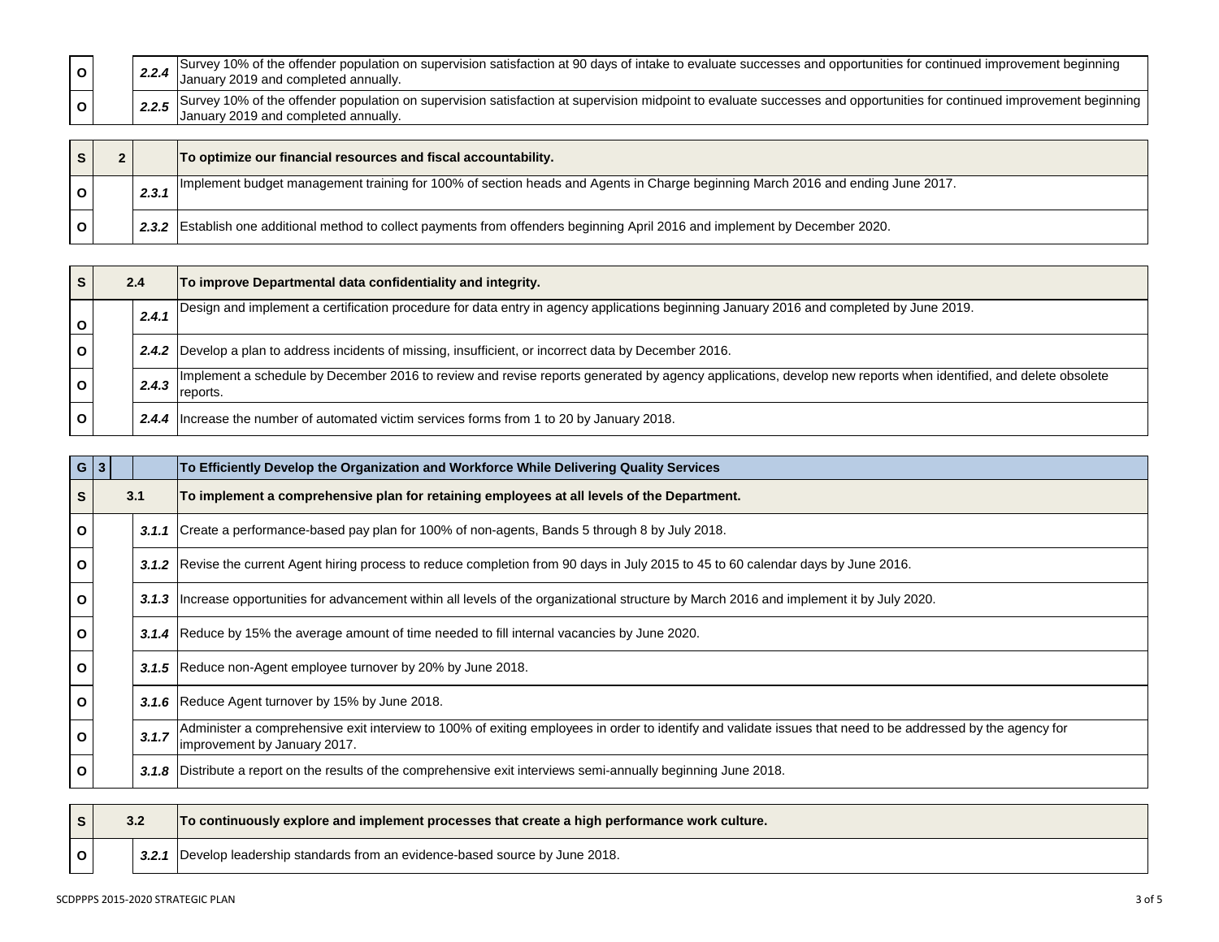| | | | |
|---|---|---|---|
| O | | 2.2.4 | Survey 10% of the offender population on supervision satisfaction at 90 days of intake to evaluate successes and opportunities for continued improvement beginning January 2019 and completed annually. |
| O | | 2.2.5 | Survey 10% of the offender population on supervision satisfaction at supervision midpoint to evaluate successes and opportunities for continued improvement beginning January 2019 and completed annually. |

| | | | |
|---|---|---|---|
| S | 2 | | **To optimize our financial resources and fiscal accountability.** |
| O | | 2.3.1 | Implement budget management training for 100% of section heads and Agents in Charge beginning March 2016 and ending June 2017. |
| O | | 2.3.2 | Establish one additional method to collect payments from offenders beginning April 2016 and implement by December 2020. |

| | | | |
|---|---|---|---|
| S | 2.4 | | **To improve Departmental data confidentiality and integrity.** |
| O | | 2.4.1 | Design and implement a certification procedure for data entry in agency applications beginning January 2016 and completed by June 2019. |
| O | | 2.4.2 | Develop a plan to address incidents of missing, insufficient, or incorrect data by December 2016. |
| O | | 2.4.3 | Implement a schedule by December 2016 to review and revise reports generated by agency applications, develop new reports when identified, and delete obsolete reports. |
| O | | 2.4.4 | Increase the number of automated victim services forms from 1 to 20 by January 2018. |

| | | | |
|---|---|---|---|
| G | 3 | | **To Efficiently Develop the Organization and Workforce While Delivering Quality Services** |
| S | 3.1 | | **To implement a comprehensive plan for retaining employees at all levels of the Department.** |
| O | | 3.1.1 | Create a performance-based pay plan for 100% of non-agents, Bands 5 through 8 by July 2018. |
| O | | 3.1.2 | Revise the current Agent hiring process to reduce completion from 90 days in July 2015 to 45 to 60 calendar days by June 2016. |
| O | | 3.1.3 | Increase opportunities for advancement within all levels of the organizational structure by March 2016 and implement it by July 2020. |
| O | | 3.1.4 | Reduce by 15% the average amount of time needed to fill internal vacancies by June 2020. |
| O | | 3.1.5 | Reduce non-Agent employee turnover by 20% by June 2018. |
| O | | 3.1.6 | Reduce Agent turnover by 15% by June 2018. |
| O | | 3.1.7 | Administer a comprehensive exit interview to 100% of exiting employees in order to identify and validate issues that need to be addressed by the agency for improvement by January 2017. |
| O | | 3.1.8 | Distribute a report on the results of the comprehensive exit interviews semi-annually beginning June 2018. |

| | | | |
|---|---|---|---|
| S | 3.2 | | **To continuously explore and implement processes that create a high performance work culture.** |
| O | | 3.2.1 | Develop leadership standards from an evidence-based source by June 2018. |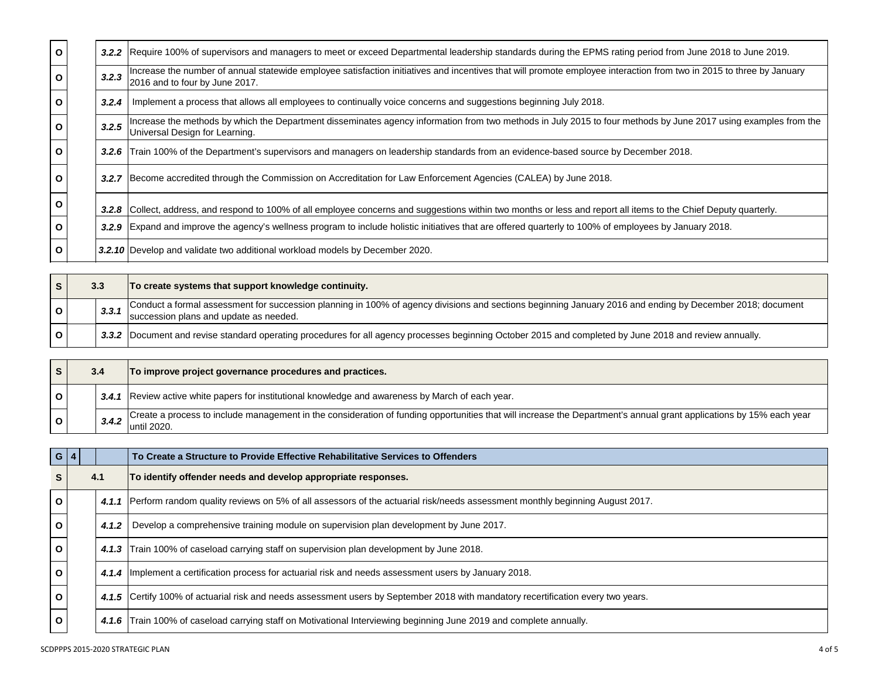| | | | |
|---|---|---|---|
| **O** | | ***3.2.2*** | Require 100% of supervisors and managers to meet or exceed Departmental leadership standards during the EPMS rating period from June 2018 to June 2019. |
| **O** | | ***3.2.3*** | Increase the number of annual statewide employee satisfaction initiatives and incentives that will promote employee interaction from two in 2015 to three by January 2016 and to four by June 2017. |
| **O** | | ***3.2.4*** | Implement a process that allows all employees to continually voice concerns and suggestions beginning July 2018. |
| **O** | | ***3.2.5*** | Increase the methods by which the Department disseminates agency information from two methods in July 2015 to four methods by June 2017 using examples from the Universal Design for Learning. |
| **O** | | ***3.2.6*** | Train 100% of the Department's supervisors and managers on leadership standards from an evidence-based source by December 2018. |
| **O** | | ***3.2.7*** | Become accredited through the Commission on Accreditation for Law Enforcement Agencies (CALEA) by June 2018. |
| **O** | | ***3.2.8*** | Collect, address, and respond to 100% of all employee concerns and suggestions within two months or less and report all items to the Chief Deputy quarterly. |
| **O** | | ***3.2.9*** | Expand and improve the agency's wellness program to include holistic initiatives that are offered quarterly to 100% of employees by January 2018. |
| **O** | | ***3.2.10*** | Develop and validate two additional workload models by December 2020. |

| | | | |
|---|---|---|---|
| **S** | 3.3 | | **To create systems that support knowledge continuity.** |
| **O** | | ***3.3.1*** | Conduct a formal assessment for succession planning in 100% of agency divisions and sections beginning January 2016 and ending by December 2018; document succession plans and update as needed. |
| **O** | | ***3.3.2*** | Document and revise standard operating procedures for all agency processes beginning October 2015 and completed by June 2018 and review annually. |

| | | | |
|---|---|---|---|
| **S** | 3.4 | | **To improve project governance procedures and practices.** |
| **O** | | ***3.4.1*** | Review active white papers for institutional knowledge and awareness by March of each year. |
| **O** | | ***3.4.2*** | Create a process to include management in the consideration of funding opportunities that will increase the Department's annual grant applications by 15% each year until 2020. |

| | | | |
|---|---|---|---|
| **G** | **4** | | **To Create a Structure to Provide Effective Rehabilitative Services to Offenders** |
| **S** | 4.1 | | **To identify offender needs and develop appropriate responses.** |
| **O** | | ***4.1.1*** | Perform random quality reviews on 5% of all assessors of the actuarial risk/needs assessment monthly beginning August 2017. |
| **O** | | ***4.1.2*** | Develop a comprehensive training module on supervision plan development by June 2017. |
| **O** | | ***4.1.3*** | Train 100% of caseload carrying staff on supervision plan development by June 2018. |
| **O** | | ***4.1.4*** | Implement a certification process for actuarial risk and needs assessment users by January 2018. |
| **O** | | ***4.1.5*** | Certify 100% of actuarial risk and needs assessment users by September 2018 with mandatory recertification every two years. |
| **O** | | ***4.1.6*** | Train 100% of caseload carrying staff on Motivational Interviewing beginning June 2019 and complete annually. |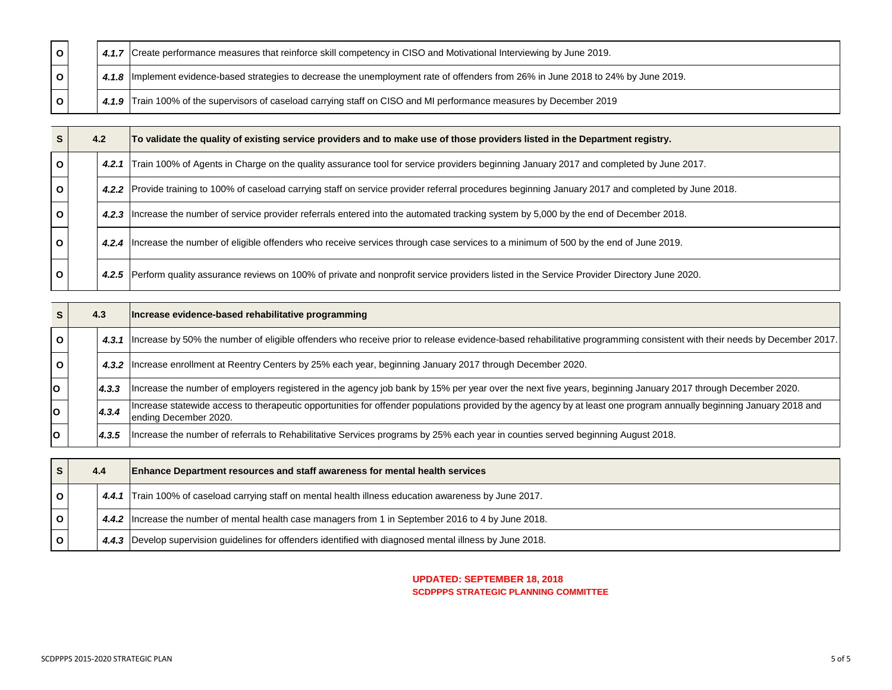| | | | |
|---|---|---|---|
| O | | ***4.1.7*** | Create performance measures that reinforce skill competency in CISO and Motivational Interviewing by June 2019. |
| O | | ***4.1.8*** | Implement evidence-based strategies to decrease the unemployment rate of offenders from 26% in June 2018 to 24% by June 2019. |
| O | | ***4.1.9*** | Train 100% of the supervisors of caseload carrying staff on CISO and MI performance measures by December 2019 |

| | | | |
|---|---|---|---|
| **S** | **4.2** | | **To validate the quality of existing service providers and to make use of those providers listed in the Department registry.** |
| O | | ***4.2.1*** | Train 100% of Agents in Charge on the quality assurance tool for service providers beginning January 2017 and completed by June 2017. |
| O | | ***4.2.2*** | Provide training to 100% of caseload carrying staff on service provider referral procedures beginning January 2017 and completed by June 2018. |
| O | | ***4.2.3*** | Increase the number of service provider referrals entered into the automated tracking system by 5,000 by the end of December 2018. |
| O | | ***4.2.4*** | Increase the number of eligible offenders who receive services through case services to a minimum of 500 by the end of June 2019. |
| O | | ***4.2.5*** | Perform quality assurance reviews on 100% of private and nonprofit service providers listed in the Service Provider Directory June 2020. |

| | | | |
|---|---|---|---|
| **S** | **4.3** | | **Increase evidence-based rehabilitative programming** |
| O | | ***4.3.1*** | Increase by 50% the number of eligible offenders who receive prior to release evidence-based rehabilitative programming consistent with their needs by December 2017. |
| O | | ***4.3.2*** | Increase enrollment at Reentry Centers by 25% each year, beginning January 2017 through December 2020. |
| O | | ***4.3.3*** | Increase the number of employers registered in the agency job bank by 15% per year over the next five years, beginning January 2017 through December 2020. |
| O | | ***4.3.4*** | Increase statewide access to therapeutic opportunities for offender populations provided by the agency by at least one program annually beginning January 2018 and ending December 2020. |
| O | | ***4.3.5*** | Increase the number of referrals to Rehabilitative Services programs by 25% each year in counties served beginning August 2018. |

| | | | |
|---|---|---|---|
| **S** | **4.4** | | **Enhance Department resources and staff awareness for mental health services** |
| O | | ***4.4.1*** | Train 100% of caseload carrying staff on mental health illness education awareness by June 2017. |
| O | | ***4.4.2*** | Increase the number of mental health case managers from 1 in September 2016 to 4 by June 2018. |
| O | | ***4.4.3*** | Develop supervision guidelines for offenders identified with diagnosed mental illness by June 2018. |

**UPDATED: SEPTEMBER 18, 2018**
**SCDPPPS STRATEGIC PLANNING COMMITTEE**